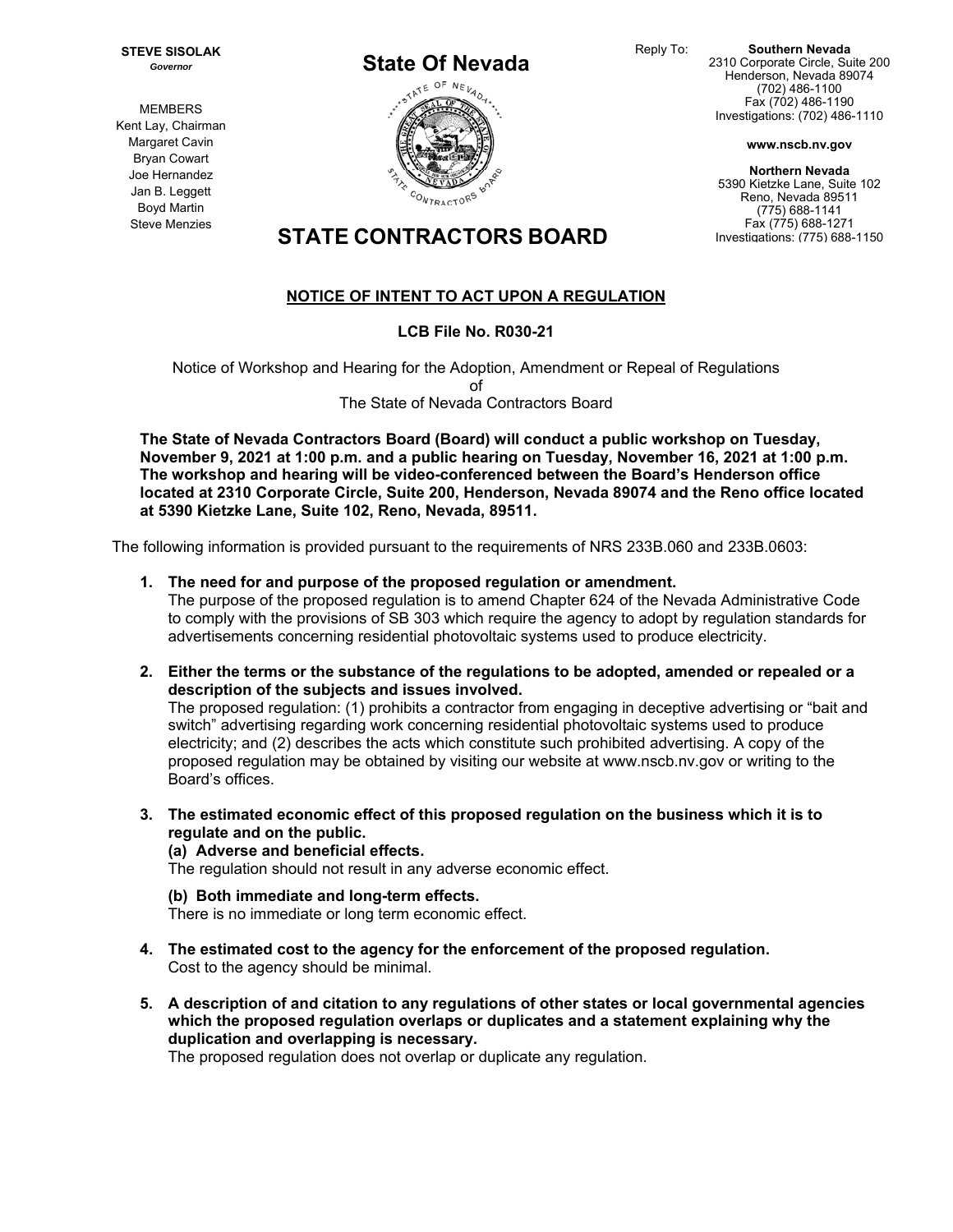**STEVE SISOLAK**
*Governor*

MEMBERS
Kent Lay, Chairman
Margaret Cavin
Bryan Cowart
Joe Hernandez
Jan B. Leggett
Boyd Martin
Steve Menzies

# State Of Nevada

# STATE CONTRACTORS BOARD

Reply To:

**Southern Nevada**
2310 Corporate Circle, Suite 200
Henderson, Nevada 89074
(702) 486-1100
Fax (702) 486-1190
Investigations: (702) 486-1110

**www.nscb.nv.gov**

**Northern Nevada**
5390 Kietzke Lane, Suite 102
Reno, Nevada 89511
(775) 688-1141
Fax (775) 688-1271
Investigations: (775) 688-1150

## NOTICE OF INTENT TO ACT UPON A REGULATION

**LCB File No. R030-21**

Notice of Workshop and Hearing for the Adoption, Amendment or Repeal of Regulations
of
The State of Nevada Contractors Board

**The State of Nevada Contractors Board (Board) will conduct a public workshop on Tuesday, November 9, 2021 at 1:00 p.m. and a public hearing on Tuesday, November 16, 2021 at 1:00 p.m. The workshop and hearing will be video-conferenced between the Board's Henderson office located at 2310 Corporate Circle, Suite 200, Henderson, Nevada 89074 and the Reno office located at 5390 Kietzke Lane, Suite 102, Reno, Nevada, 89511.**

The following information is provided pursuant to the requirements of NRS 233B.060 and 233B.0603:

1. **The need for and purpose of the proposed regulation or amendment.**
   The purpose of the proposed regulation is to amend Chapter 624 of the Nevada Administrative Code to comply with the provisions of SB 303 which require the agency to adopt by regulation standards for advertisements concerning residential photovoltaic systems used to produce electricity.

2. **Either the terms or the substance of the regulations to be adopted, amended or repealed or a description of the subjects and issues involved.**
   The proposed regulation: (1) prohibits a contractor from engaging in deceptive advertising or "bait and switch" advertising regarding work concerning residential photovoltaic systems used to produce electricity; and (2) describes the acts which constitute such prohibited advertising. A copy of the proposed regulation may be obtained by visiting our website at www.nscb.nv.gov or writing to the Board's offices.

3. **The estimated economic effect of this proposed regulation on the business which it is to regulate and on the public.**
   **(a) Adverse and beneficial effects.**
   The regulation should not result in any adverse economic effect.

   **(b) Both immediate and long-term effects.**
   There is no immediate or long term economic effect.

4. **The estimated cost to the agency for the enforcement of the proposed regulation.**
   Cost to the agency should be minimal.

5. **A description of and citation to any regulations of other states or local governmental agencies which the proposed regulation overlaps or duplicates and a statement explaining why the duplication and overlapping is necessary.**
   The proposed regulation does not overlap or duplicate any regulation.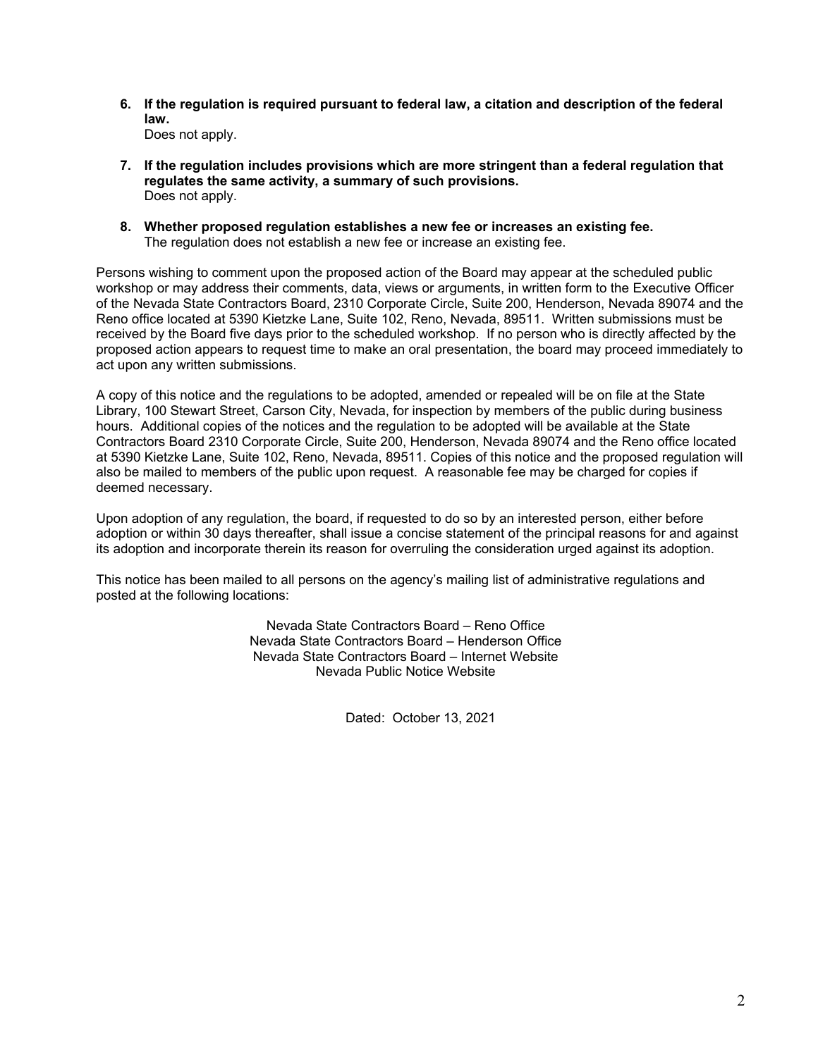6. **If the regulation is required pursuant to federal law, a citation and description of the federal law.**
   Does not apply.

7. **If the regulation includes provisions which are more stringent than a federal regulation that regulates the same activity, a summary of such provisions.**
   Does not apply.

8. **Whether proposed regulation establishes a new fee or increases an existing fee.**
   The regulation does not establish a new fee or increase an existing fee.

Persons wishing to comment upon the proposed action of the Board may appear at the scheduled public workshop or may address their comments, data, views or arguments, in written form to the Executive Officer of the Nevada State Contractors Board, 2310 Corporate Circle, Suite 200, Henderson, Nevada 89074 and the Reno office located at 5390 Kietzke Lane, Suite 102, Reno, Nevada, 89511. Written submissions must be received by the Board five days prior to the scheduled workshop. If no person who is directly affected by the proposed action appears to request time to make an oral presentation, the board may proceed immediately to act upon any written submissions.

A copy of this notice and the regulations to be adopted, amended or repealed will be on file at the State Library, 100 Stewart Street, Carson City, Nevada, for inspection by members of the public during business hours. Additional copies of the notices and the regulation to be adopted will be available at the State Contractors Board 2310 Corporate Circle, Suite 200, Henderson, Nevada 89074 and the Reno office located at 5390 Kietzke Lane, Suite 102, Reno, Nevada, 89511. Copies of this notice and the proposed regulation will also be mailed to members of the public upon request. A reasonable fee may be charged for copies if deemed necessary.

Upon adoption of any regulation, the board, if requested to do so by an interested person, either before adoption or within 30 days thereafter, shall issue a concise statement of the principal reasons for and against its adoption and incorporate therein its reason for overruling the consideration urged against its adoption.

This notice has been mailed to all persons on the agency's mailing list of administrative regulations and posted at the following locations:

Nevada State Contractors Board – Reno Office
Nevada State Contractors Board – Henderson Office
Nevada State Contractors Board – Internet Website
Nevada Public Notice Website

Dated: October 13, 2021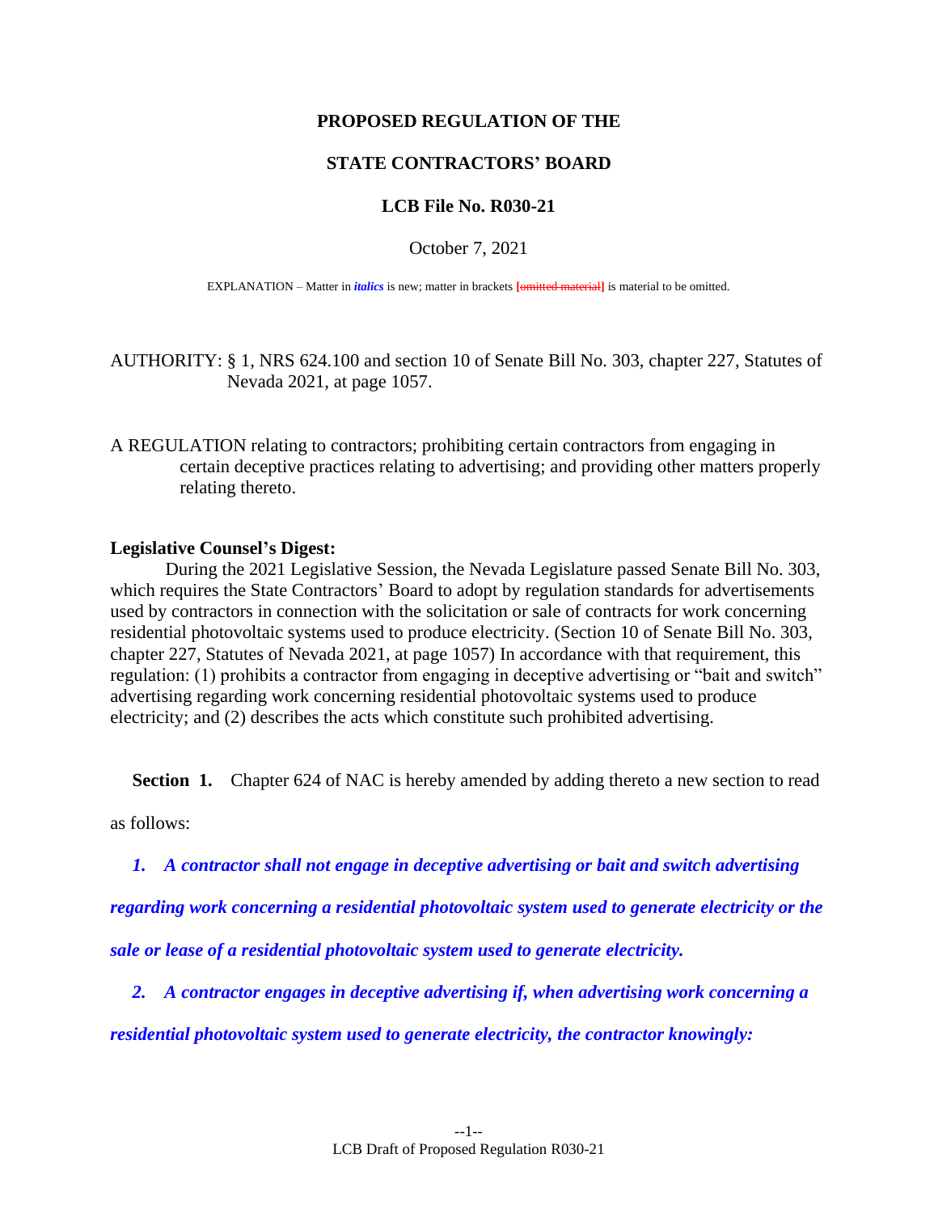**PROPOSED REGULATION OF THE**

**STATE CONTRACTORS' BOARD**

**LCB File No. R030-21**

October 7, 2021

EXPLANATION – Matter in ***italics*** is new; matter in brackets **[~~omitted material~~]** is material to be omitted.

AUTHORITY: § 1, NRS 624.100 and section 10 of Senate Bill No. 303, chapter 227, Statutes of Nevada 2021, at page 1057.

A REGULATION relating to contractors; prohibiting certain contractors from engaging in certain deceptive practices relating to advertising; and providing other matters properly relating thereto.

**Legislative Counsel's Digest:**

During the 2021 Legislative Session, the Nevada Legislature passed Senate Bill No. 303, which requires the State Contractors' Board to adopt by regulation standards for advertisements used by contractors in connection with the solicitation or sale of contracts for work concerning residential photovoltaic systems used to produce electricity. (Section 10 of Senate Bill No. 303, chapter 227, Statutes of Nevada 2021, at page 1057) In accordance with that requirement, this regulation: (1) prohibits a contractor from engaging in deceptive advertising or "bait and switch" advertising regarding work concerning residential photovoltaic systems used to produce electricity; and (2) describes the acts which constitute such prohibited advertising.

**Section 1.** Chapter 624 of NAC is hereby amended by adding thereto a new section to read as follows:

***1. A contractor shall not engage in deceptive advertising or bait and switch advertising regarding work concerning a residential photovoltaic system used to generate electricity or the sale or lease of a residential photovoltaic system used to generate electricity.***

***2. A contractor engages in deceptive advertising if, when advertising work concerning a residential photovoltaic system used to generate electricity, the contractor knowingly:***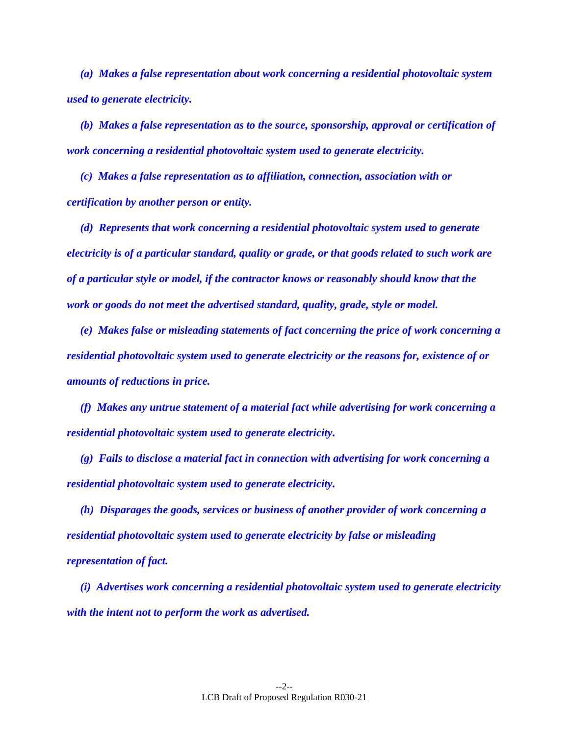***(a) Makes a false representation about work concerning a residential photovoltaic system used to generate electricity.***

***(b) Makes a false representation as to the source, sponsorship, approval or certification of work concerning a residential photovoltaic system used to generate electricity.***

***(c) Makes a false representation as to affiliation, connection, association with or certification by another person or entity.***

***(d) Represents that work concerning a residential photovoltaic system used to generate electricity is of a particular standard, quality or grade, or that goods related to such work are of a particular style or model, if the contractor knows or reasonably should know that the work or goods do not meet the advertised standard, quality, grade, style or model.***

***(e) Makes false or misleading statements of fact concerning the price of work concerning a residential photovoltaic system used to generate electricity or the reasons for, existence of or amounts of reductions in price.***

***(f) Makes any untrue statement of a material fact while advertising for work concerning a residential photovoltaic system used to generate electricity.***

***(g) Fails to disclose a material fact in connection with advertising for work concerning a residential photovoltaic system used to generate electricity.***

***(h) Disparages the goods, services or business of another provider of work concerning a residential photovoltaic system used to generate electricity by false or misleading representation of fact.***

***(i) Advertises work concerning a residential photovoltaic system used to generate electricity with the intent not to perform the work as advertised.***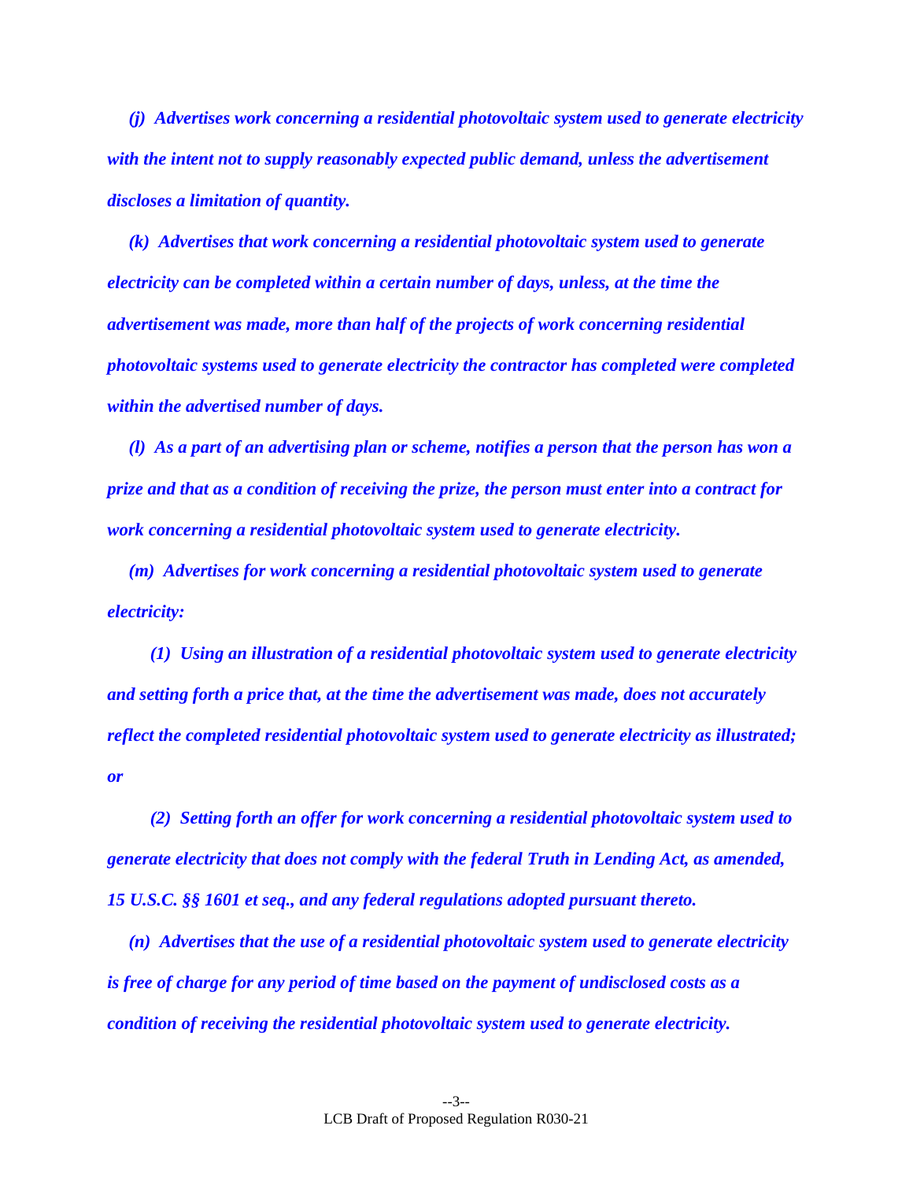***(j) Advertises work concerning a residential photovoltaic system used to generate electricity with the intent not to supply reasonably expected public demand, unless the advertisement discloses a limitation of quantity.***

***(k) Advertises that work concerning a residential photovoltaic system used to generate electricity can be completed within a certain number of days, unless, at the time the advertisement was made, more than half of the projects of work concerning residential photovoltaic systems used to generate electricity the contractor has completed were completed within the advertised number of days.***

***(l) As a part of an advertising plan or scheme, notifies a person that the person has won a prize and that as a condition of receiving the prize, the person must enter into a contract for work concerning a residential photovoltaic system used to generate electricity.***

***(m) Advertises for work concerning a residential photovoltaic system used to generate electricity:***

***(1) Using an illustration of a residential photovoltaic system used to generate electricity and setting forth a price that, at the time the advertisement was made, does not accurately reflect the completed residential photovoltaic system used to generate electricity as illustrated; or***

***(2) Setting forth an offer for work concerning a residential photovoltaic system used to generate electricity that does not comply with the federal Truth in Lending Act, as amended, 15 U.S.C. §§ 1601 et seq., and any federal regulations adopted pursuant thereto.***

***(n) Advertises that the use of a residential photovoltaic system used to generate electricity is free of charge for any period of time based on the payment of undisclosed costs as a condition of receiving the residential photovoltaic system used to generate electricity.***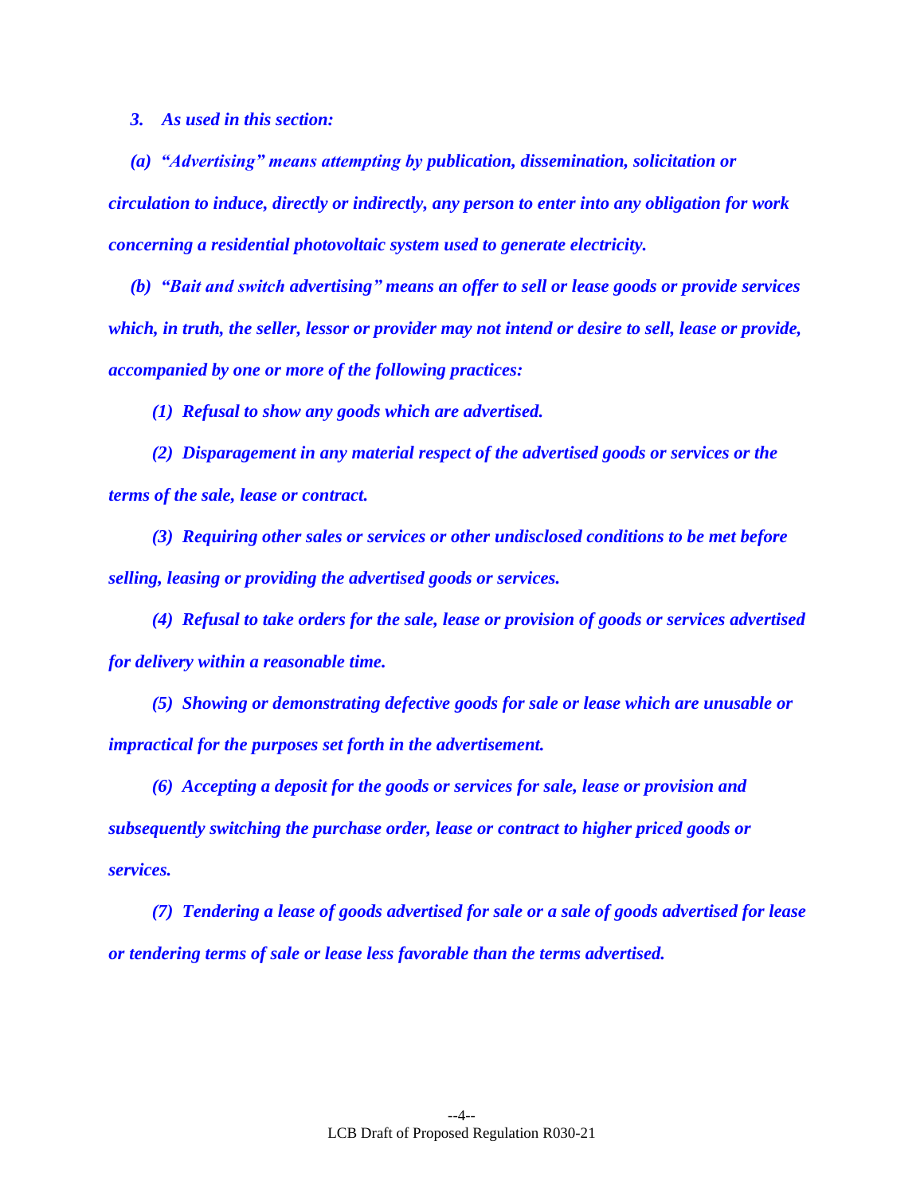*3. As used in this section:*

*(a) "Advertising" means attempting by publication, dissemination, solicitation or circulation to induce, directly or indirectly, any person to enter into any obligation for work concerning a residential photovoltaic system used to generate electricity.*

*(b) "Bait and switch advertising" means an offer to sell or lease goods or provide services which, in truth, the seller, lessor or provider may not intend or desire to sell, lease or provide, accompanied by one or more of the following practices:*

*(1) Refusal to show any goods which are advertised.*

*(2) Disparagement in any material respect of the advertised goods or services or the terms of the sale, lease or contract.*

*(3) Requiring other sales or services or other undisclosed conditions to be met before selling, leasing or providing the advertised goods or services.*

*(4) Refusal to take orders for the sale, lease or provision of goods or services advertised for delivery within a reasonable time.*

*(5) Showing or demonstrating defective goods for sale or lease which are unusable or impractical for the purposes set forth in the advertisement.*

*(6) Accepting a deposit for the goods or services for sale, lease or provision and subsequently switching the purchase order, lease or contract to higher priced goods or services.*

*(7) Tendering a lease of goods advertised for sale or a sale of goods advertised for lease or tendering terms of sale or lease less favorable than the terms advertised.*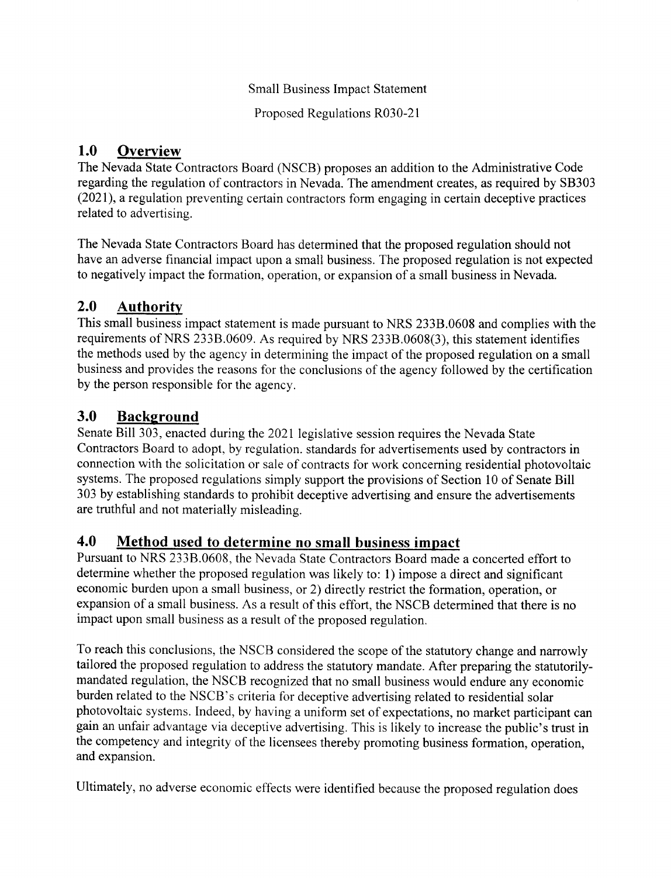Small Business Impact Statement

Proposed Regulations R030-21

## 1.0 Overview

The Nevada State Contractors Board (NSCB) proposes an addition to the Administrative Code regarding the regulation of contractors in Nevada. The amendment creates, as required by SB303 (2021), a regulation preventing certain contractors form engaging in certain deceptive practices related to advertising.

The Nevada State Contractors Board has determined that the proposed regulation should not have an adverse financial impact upon a small business. The proposed regulation is not expected to negatively impact the formation, operation, or expansion of a small business in Nevada.

## 2.0 Authority

This small business impact statement is made pursuant to NRS 233B.0608 and complies with the requirements of NRS 233B.0609. As required by NRS 233B.0608(3), this statement identifies the methods used by the agency in determining the impact of the proposed regulation on a small business and provides the reasons for the conclusions of the agency followed by the certification by the person responsible for the agency.

## 3.0 Background

Senate Bill 303, enacted during the 2021 legislative session requires the Nevada State Contractors Board to adopt, by regulation. standards for advertisements used by contractors in connection with the solicitation or sale of contracts for work concerning residential photovoltaic systems. The proposed regulations simply support the provisions of Section 10 of Senate Bill 303 by establishing standards to prohibit deceptive advertising and ensure the advertisements are truthful and not materially misleading.

## 4.0 Method used to determine no small business impact

Pursuant to NRS 233B.0608, the Nevada State Contractors Board made a concerted effort to determine whether the proposed regulation was likely to: 1) impose a direct and significant economic burden upon a small business, or 2) directly restrict the formation, operation, or expansion of a small business. As a result of this effort, the NSCB determined that there is no impact upon small business as a result of the proposed regulation.

To reach this conclusions, the NSCB considered the scope of the statutory change and narrowly tailored the proposed regulation to address the statutory mandate. After preparing the statutorily-mandated regulation, the NSCB recognized that no small business would endure any economic burden related to the NSCB's criteria for deceptive advertising related to residential solar photovoltaic systems. Indeed, by having a uniform set of expectations, no market participant can gain an unfair advantage via deceptive advertising. This is likely to increase the public's trust in the competency and integrity of the licensees thereby promoting business formation, operation, and expansion.

Ultimately, no adverse economic effects were identified because the proposed regulation does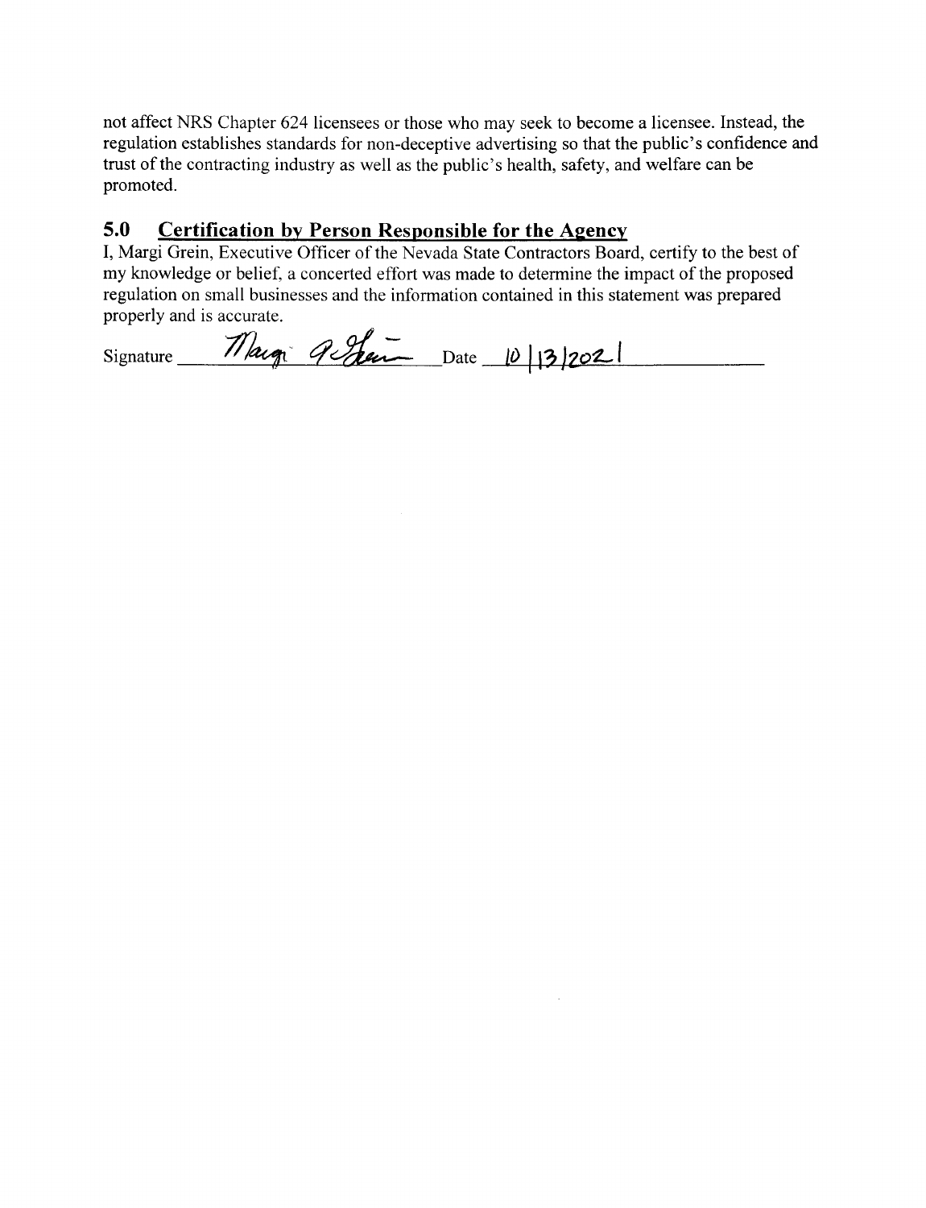not affect NRS Chapter 624 licensees or those who may seek to become a licensee. Instead, the regulation establishes standards for non-deceptive advertising so that the public's confidence and trust of the contracting industry as well as the public's health, safety, and welfare can be promoted.

## 5.0 Certification by Person Responsible for the Agency

I, Margi Grein, Executive Officer of the Nevada State Contractors Board, certify to the best of my knowledge or belief, a concerted effort was made to determine the impact of the proposed regulation on small businesses and the information contained in this statement was prepared properly and is accurate.

Signature Margi A. Grein Date 10/13/2021